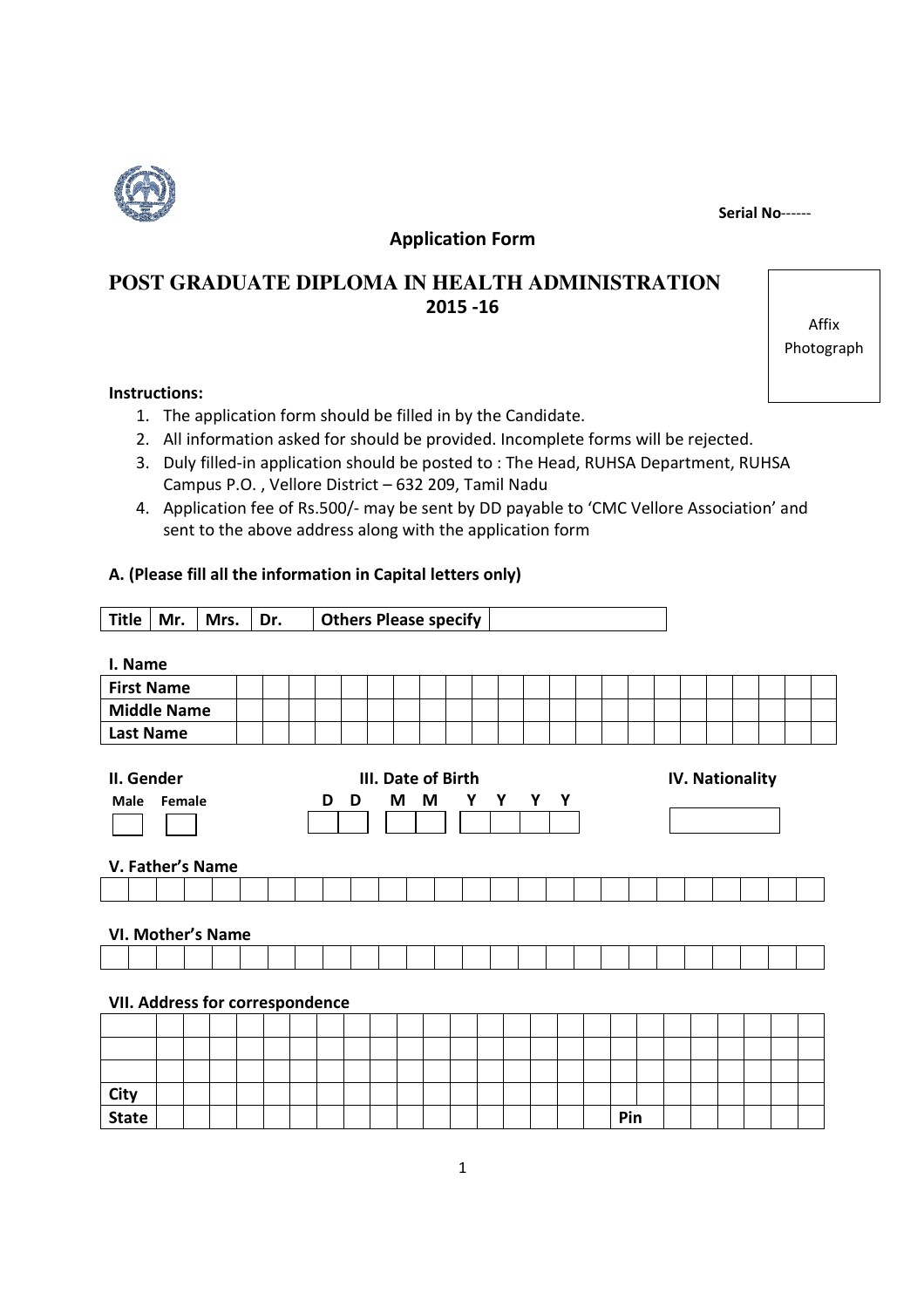Serial No------

## Application Form

# POST GRADUATE DIPLOMA IN HEALTH ADMINISTRATION 2015 -16

Affix Photograph

**Instructions:**

1. The application form should be filled in by the Candidate.
2. All information asked for should be provided. Incomplete forms will be rejected.
3. Duly filled-in application should be posted to : The Head, RUHSA Department, RUHSA Campus P.O. , Vellore District – 632 209, Tamil Nadu
4. Application fee of Rs.500/- may be sent by DD payable to 'CMC Vellore Association' and sent to the above address along with the application form

**A. (Please fill all the information in Capital letters only)**

| Title | Mr. | Mrs. | Dr. | Others Please specify | |
|---|---|---|---|---|---|

**I. Name**

| | |
|---|---|
| First Name | |
| Middle Name | |
| Last Name | |

**II. Gender**

| Male | Female |
|---|---|
| | |

**III. Date of Birth**

| D | D | M | M | Y | Y | Y | Y |
|---|---|---|---|---|---|---|---|
| | | | | | | | |

**IV. Nationality**

| |
|---|
| |

**V. Father's Name**

| |
|---|
| |

**VI. Mother's Name**

| |
|---|
| |

**VII. Address for correspondence**

| | | | |
|---|---|---|---|
| | | | |
| | | | |
| | | | |
| City | | | |
| State | | Pin | |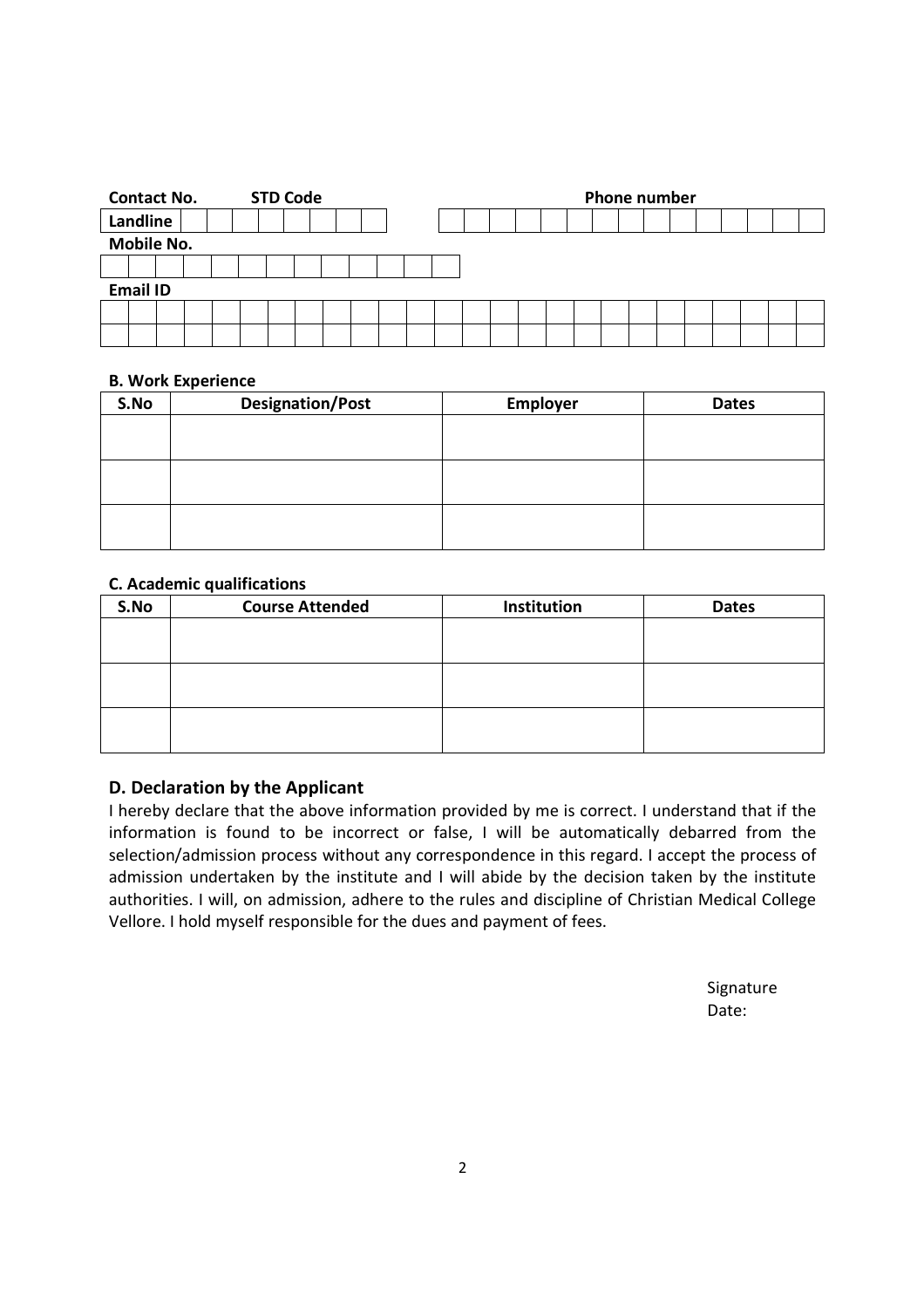**Contact No.** **STD Code** **Phone number**

**Landline**

**Mobile No.**

**Email ID**

**B. Work Experience**

| S.No | Designation/Post | Employer | Dates |
|---|---|---|---|
| | | | |
| | | | |
| | | | |

**C. Academic qualifications**

| S.No | Course Attended | Institution | Dates |
|---|---|---|---|
| | | | |
| | | | |
| | | | |

## D. Declaration by the Applicant

I hereby declare that the above information provided by me is correct. I understand that if the information is found to be incorrect or false, I will be automatically debarred from the selection/admission process without any correspondence in this regard. I accept the process of admission undertaken by the institute and I will abide by the decision taken by the institute authorities. I will, on admission, adhere to the rules and discipline of Christian Medical College Vellore. I hold myself responsible for the dues and payment of fees.

Signature

Date: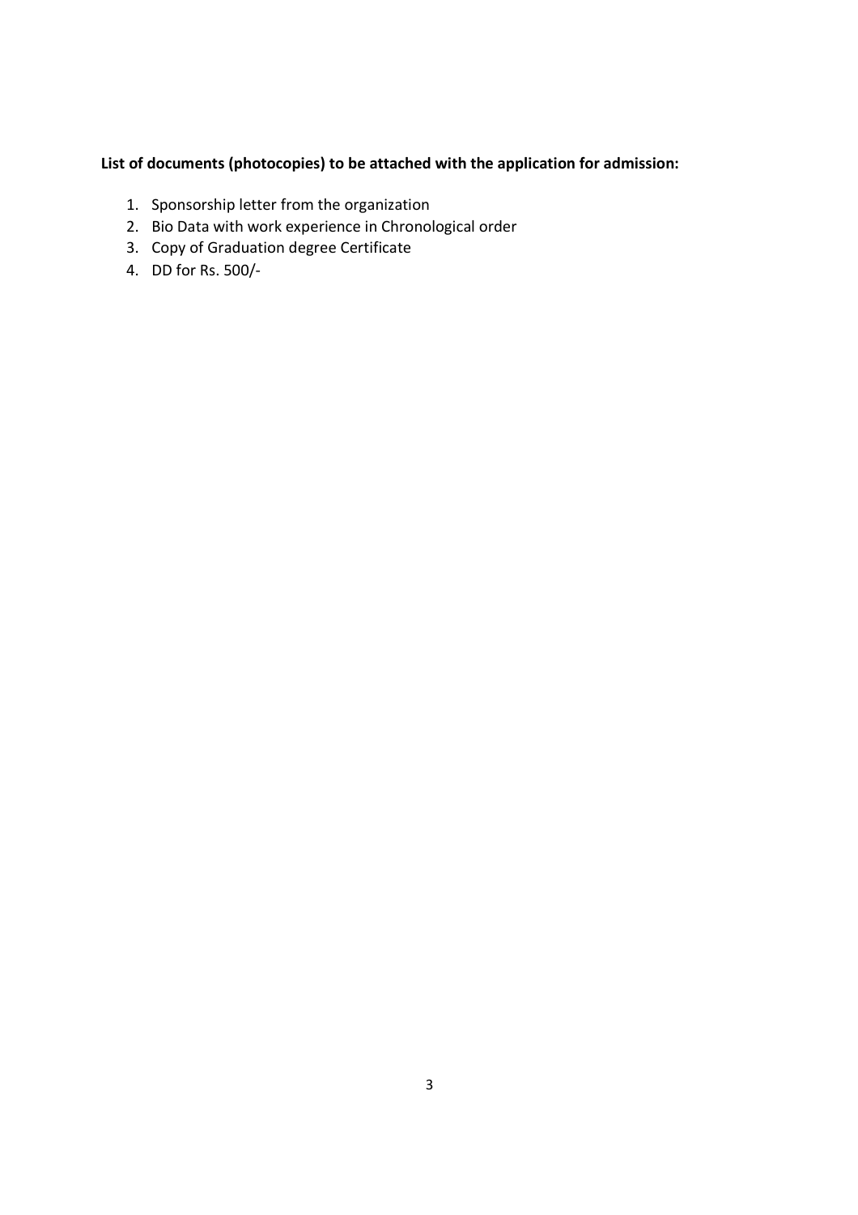**List of documents (photocopies) to be attached with the application for admission:**

1. Sponsorship letter from the organization
2. Bio Data with work experience in Chronological order
3. Copy of Graduation degree Certificate
4. DD for Rs. 500/-